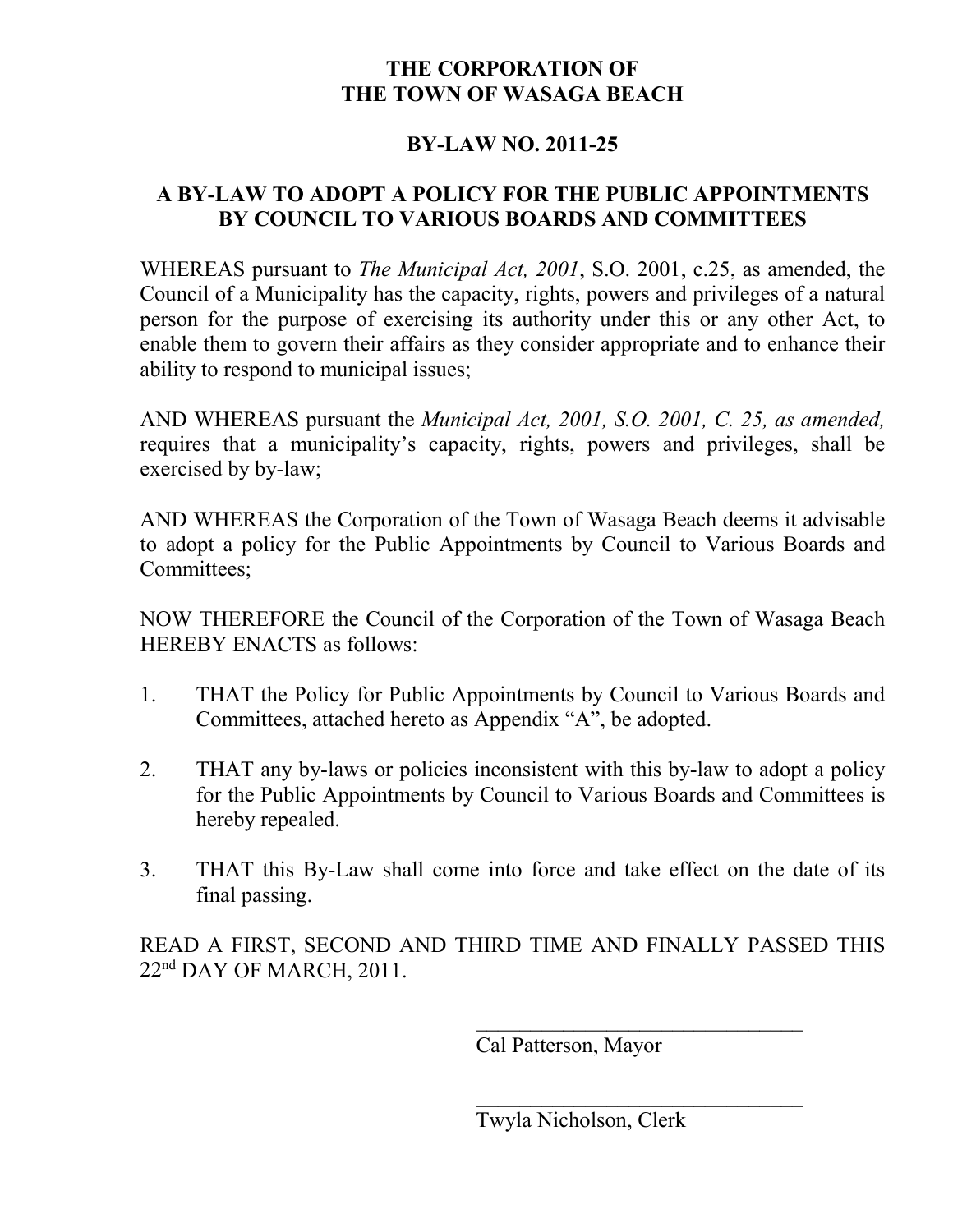# THE CORPORATION OF
# THE TOWN OF WASAGA BEACH

## BY-LAW NO. 2011-25

## A BY-LAW TO ADOPT A POLICY FOR THE PUBLIC APPOINTMENTS BY COUNCIL TO VARIOUS BOARDS AND COMMITTEES

WHEREAS pursuant to *The Municipal Act, 2001*, S.O. 2001, c.25, as amended, the Council of a Municipality has the capacity, rights, powers and privileges of a natural person for the purpose of exercising its authority under this or any other Act, to enable them to govern their affairs as they consider appropriate and to enhance their ability to respond to municipal issues;

AND WHEREAS pursuant the *Municipal Act, 2001, S.O. 2001, C. 25, as amended,* requires that a municipality's capacity, rights, powers and privileges, shall be exercised by by-law;

AND WHEREAS the Corporation of the Town of Wasaga Beach deems it advisable to adopt a policy for the Public Appointments by Council to Various Boards and Committees;

NOW THEREFORE the Council of the Corporation of the Town of Wasaga Beach HEREBY ENACTS as follows:

1. THAT the Policy for Public Appointments by Council to Various Boards and Committees, attached hereto as Appendix "A", be adopted.

2. THAT any by-laws or policies inconsistent with this by-law to adopt a policy for the Public Appointments by Council to Various Boards and Committees is hereby repealed.

3. THAT this By-Law shall come into force and take effect on the date of its final passing.

READ A FIRST, SECOND AND THIRD TIME AND FINALLY PASSED THIS 22nd DAY OF MARCH, 2011.

\_\_\_\_\_\_\_\_\_\_\_\_\_\_\_\_\_\_\_\_\_\_\_\_\_\_\_\_\_\_\_\_

Cal Patterson, Mayor

\_\_\_\_\_\_\_\_\_\_\_\_\_\_\_\_\_\_\_\_\_\_\_\_\_\_\_\_\_\_\_\_

Twyla Nicholson, Clerk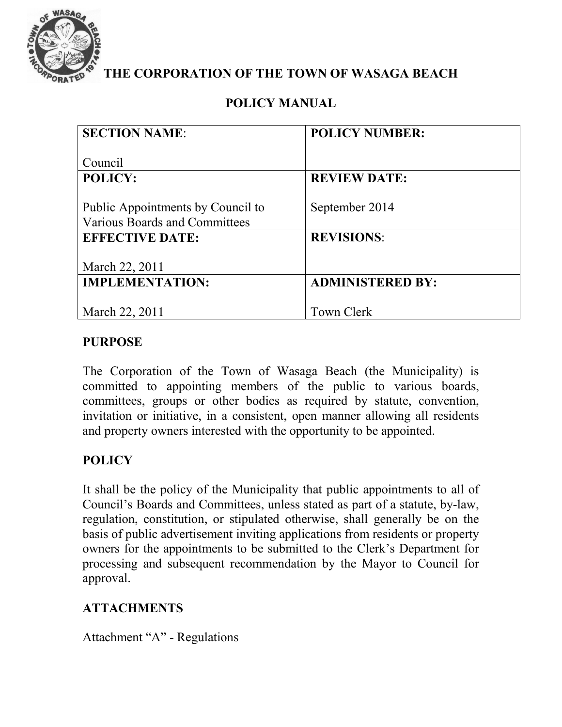**THE CORPORATION OF THE TOWN OF WASAGA BEACH**

**POLICY MANUAL**

| | |
|---|---|
| **SECTION NAME**:<br><br>Council | **POLICY NUMBER:** |
| **POLICY:**<br><br>Public Appointments by Council to Various Boards and Committees | **REVIEW DATE:**<br><br>September 2014 |
| **EFFECTIVE DATE:**<br><br>March 22, 2011 | **REVISIONS**: |
| **IMPLEMENTATION:**<br><br>March 22, 2011 | **ADMINISTERED BY:**<br><br>Town Clerk |

## PURPOSE

The Corporation of the Town of Wasaga Beach (the Municipality) is committed to appointing members of the public to various boards, committees, groups or other bodies as required by statute, convention, invitation or initiative, in a consistent, open manner allowing all residents and property owners interested with the opportunity to be appointed.

## POLICY

It shall be the policy of the Municipality that public appointments to all of Council's Boards and Committees, unless stated as part of a statute, by-law, regulation, constitution, or stipulated otherwise, shall generally be on the basis of public advertisement inviting applications from residents or property owners for the appointments to be submitted to the Clerk's Department for processing and subsequent recommendation by the Mayor to Council for approval.

## ATTACHMENTS

Attachment "A" - Regulations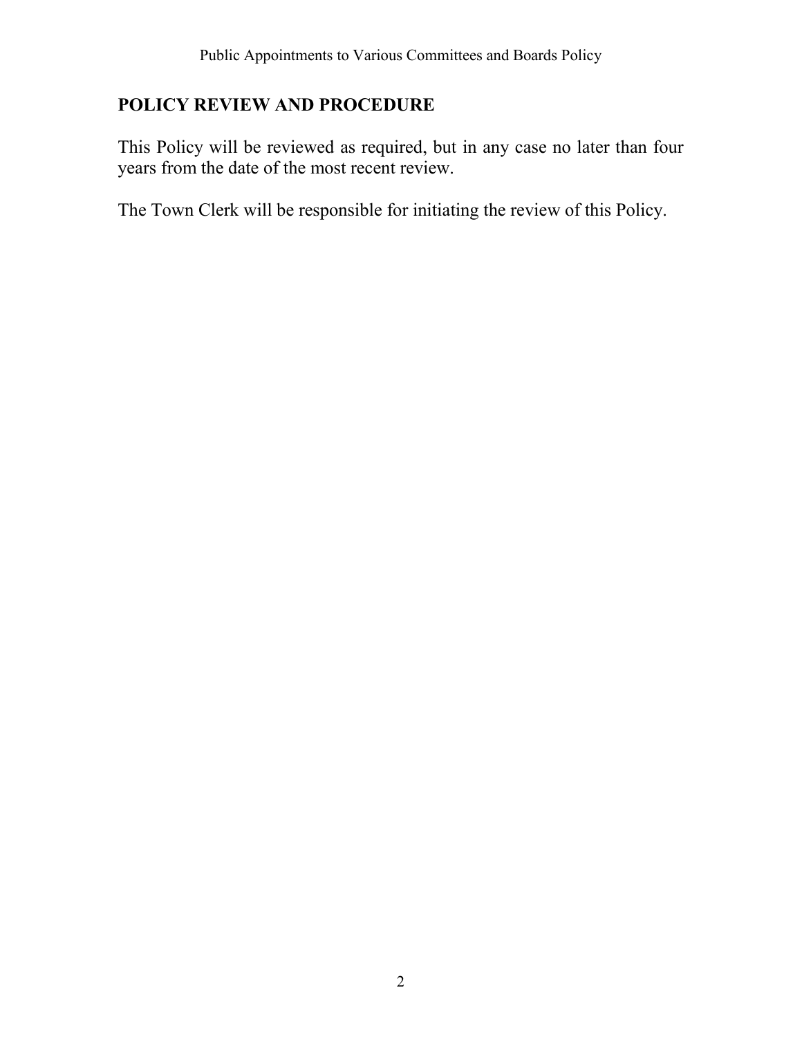## POLICY REVIEW AND PROCEDURE

This Policy will be reviewed as required, but in any case no later than four years from the date of the most recent review.

The Town Clerk will be responsible for initiating the review of this Policy.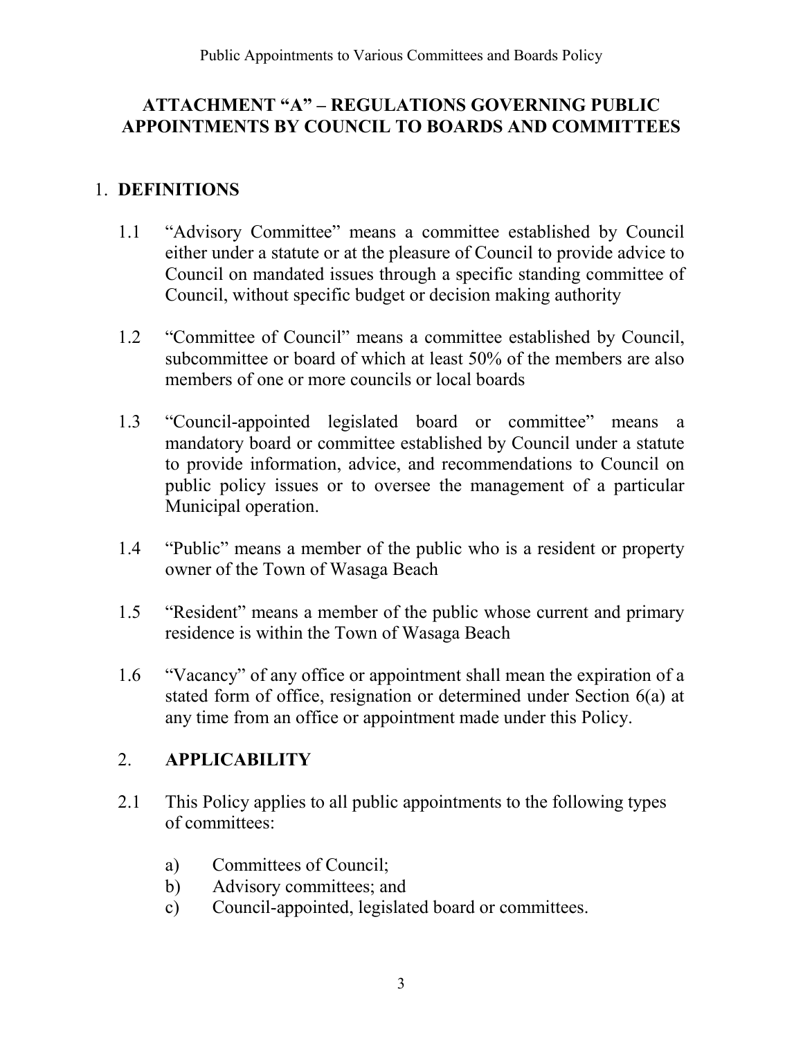## ATTACHMENT "A" – REGULATIONS GOVERNING PUBLIC APPOINTMENTS BY COUNCIL TO BOARDS AND COMMITTEES

### 1. DEFINITIONS

1.1 "Advisory Committee" means a committee established by Council either under a statute or at the pleasure of Council to provide advice to Council on mandated issues through a specific standing committee of Council, without specific budget or decision making authority

1.2 "Committee of Council" means a committee established by Council, subcommittee or board of which at least 50% of the members are also members of one or more councils or local boards

1.3 "Council-appointed legislated board or committee" means a mandatory board or committee established by Council under a statute to provide information, advice, and recommendations to Council on public policy issues or to oversee the management of a particular Municipal operation.

1.4 "Public" means a member of the public who is a resident or property owner of the Town of Wasaga Beach

1.5 "Resident" means a member of the public whose current and primary residence is within the Town of Wasaga Beach

1.6 "Vacancy" of any office or appointment shall mean the expiration of a stated form of office, resignation or determined under Section 6(a) at any time from an office or appointment made under this Policy.

### 2. APPLICABILITY

2.1 This Policy applies to all public appointments to the following types of committees:

a) Committees of Council;
b) Advisory committees; and
c) Council-appointed, legislated board or committees.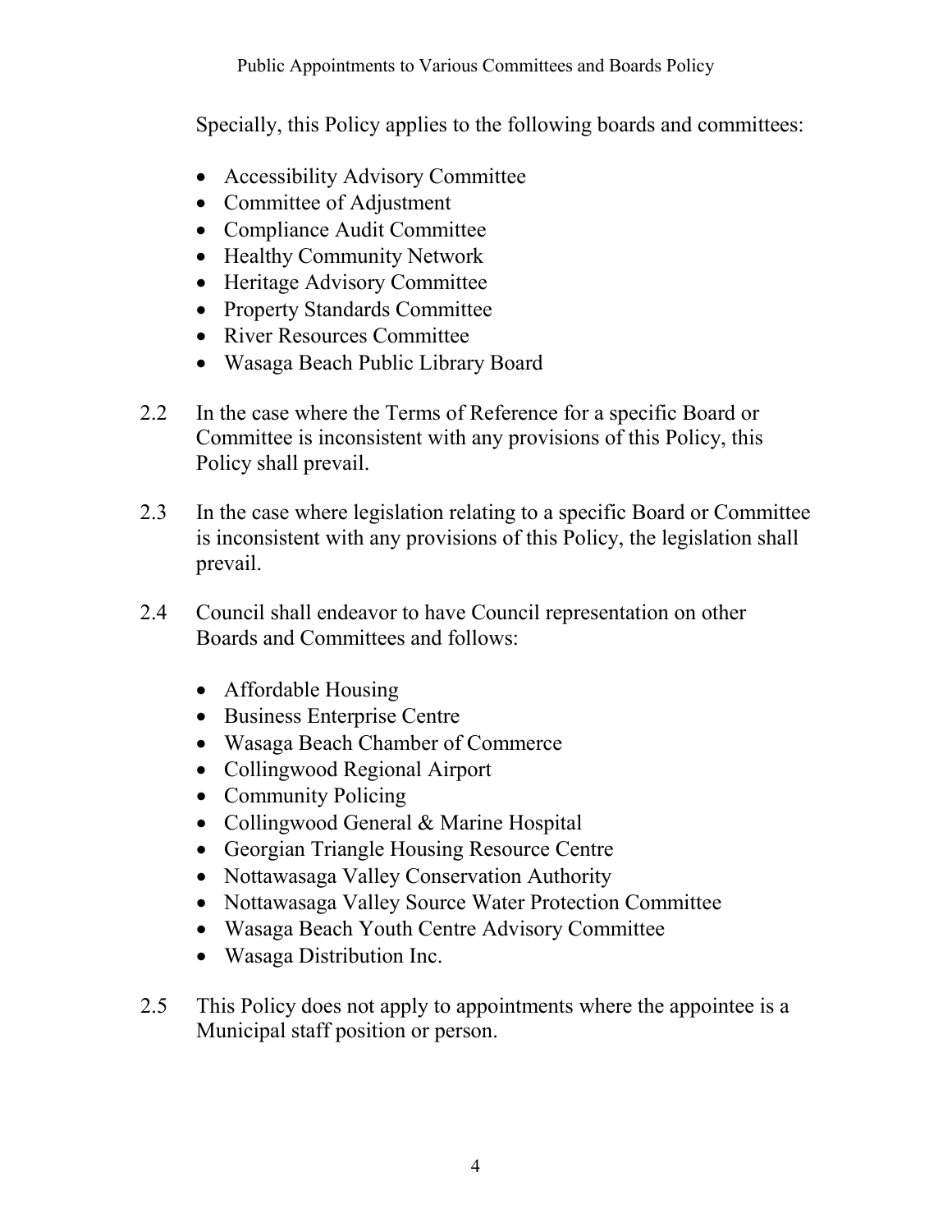Specially, this Policy applies to the following boards and committees:

- Accessibility Advisory Committee
- Committee of Adjustment
- Compliance Audit Committee
- Healthy Community Network
- Heritage Advisory Committee
- Property Standards Committee
- River Resources Committee
- Wasaga Beach Public Library Board

2.2 In the case where the Terms of Reference for a specific Board or Committee is inconsistent with any provisions of this Policy, this Policy shall prevail.

2.3 In the case where legislation relating to a specific Board or Committee is inconsistent with any provisions of this Policy, the legislation shall prevail.

2.4 Council shall endeavor to have Council representation on other Boards and Committees and follows:

- Affordable Housing
- Business Enterprise Centre
- Wasaga Beach Chamber of Commerce
- Collingwood Regional Airport
- Community Policing
- Collingwood General & Marine Hospital
- Georgian Triangle Housing Resource Centre
- Nottawasaga Valley Conservation Authority
- Nottawasaga Valley Source Water Protection Committee
- Wasaga Beach Youth Centre Advisory Committee
- Wasaga Distribution Inc.

2.5 This Policy does not apply to appointments where the appointee is a Municipal staff position or person.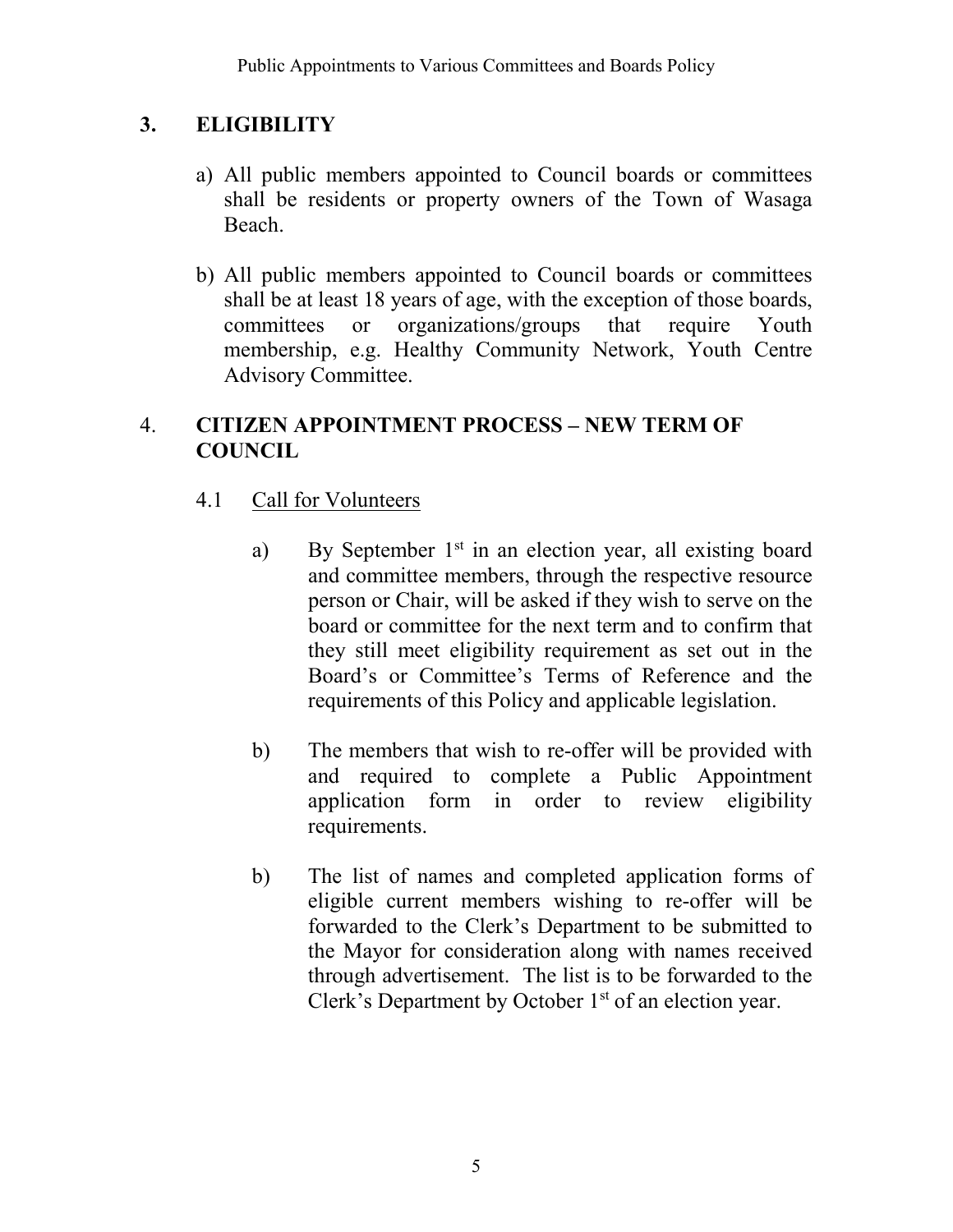## 3. ELIGIBILITY

a) All public members appointed to Council boards or committees shall be residents or property owners of the Town of Wasaga Beach.

b) All public members appointed to Council boards or committees shall be at least 18 years of age, with the exception of those boards, committees or organizations/groups that require Youth membership, e.g. Healthy Community Network, Youth Centre Advisory Committee.

## 4. CITIZEN APPOINTMENT PROCESS – NEW TERM OF COUNCIL

### 4.1 Call for Volunteers

a) By September 1st in an election year, all existing board and committee members, through the respective resource person or Chair, will be asked if they wish to serve on the board or committee for the next term and to confirm that they still meet eligibility requirement as set out in the Board's or Committee's Terms of Reference and the requirements of this Policy and applicable legislation.

b) The members that wish to re-offer will be provided with and required to complete a Public Appointment application form in order to review eligibility requirements.

b) The list of names and completed application forms of eligible current members wishing to re-offer will be forwarded to the Clerk's Department to be submitted to the Mayor for consideration along with names received through advertisement. The list is to be forwarded to the Clerk's Department by October 1st of an election year.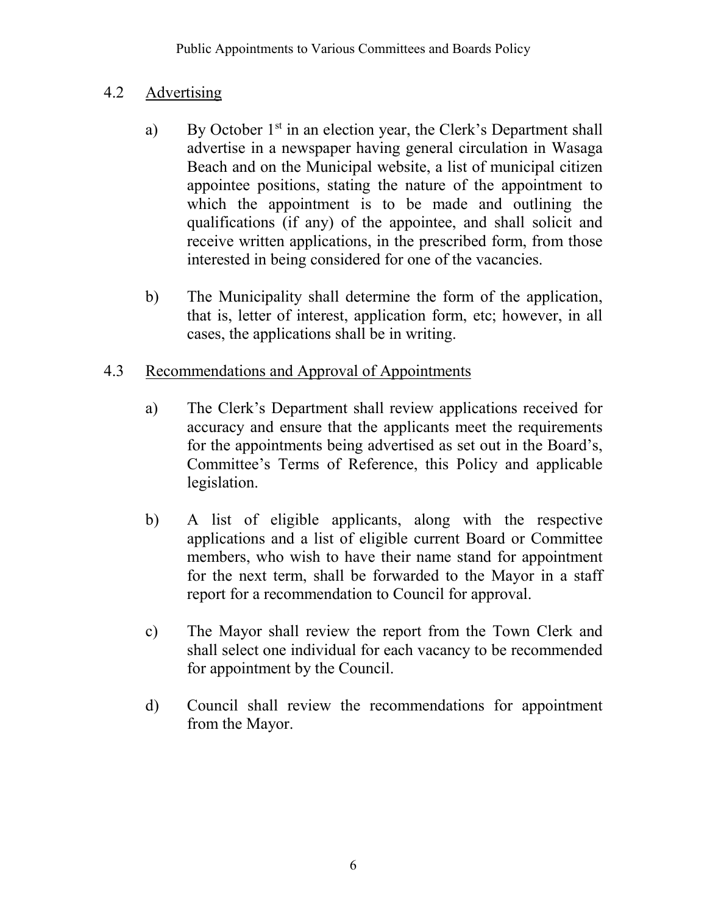## 4.2 Advertising

a) By October 1st in an election year, the Clerk's Department shall advertise in a newspaper having general circulation in Wasaga Beach and on the Municipal website, a list of municipal citizen appointee positions, stating the nature of the appointment to which the appointment is to be made and outlining the qualifications (if any) of the appointee, and shall solicit and receive written applications, in the prescribed form, from those interested in being considered for one of the vacancies.

b) The Municipality shall determine the form of the application, that is, letter of interest, application form, etc; however, in all cases, the applications shall be in writing.

## 4.3 Recommendations and Approval of Appointments

a) The Clerk's Department shall review applications received for accuracy and ensure that the applicants meet the requirements for the appointments being advertised as set out in the Board's, Committee's Terms of Reference, this Policy and applicable legislation.

b) A list of eligible applicants, along with the respective applications and a list of eligible current Board or Committee members, who wish to have their name stand for appointment for the next term, shall be forwarded to the Mayor in a staff report for a recommendation to Council for approval.

c) The Mayor shall review the report from the Town Clerk and shall select one individual for each vacancy to be recommended for appointment by the Council.

d) Council shall review the recommendations for appointment from the Mayor.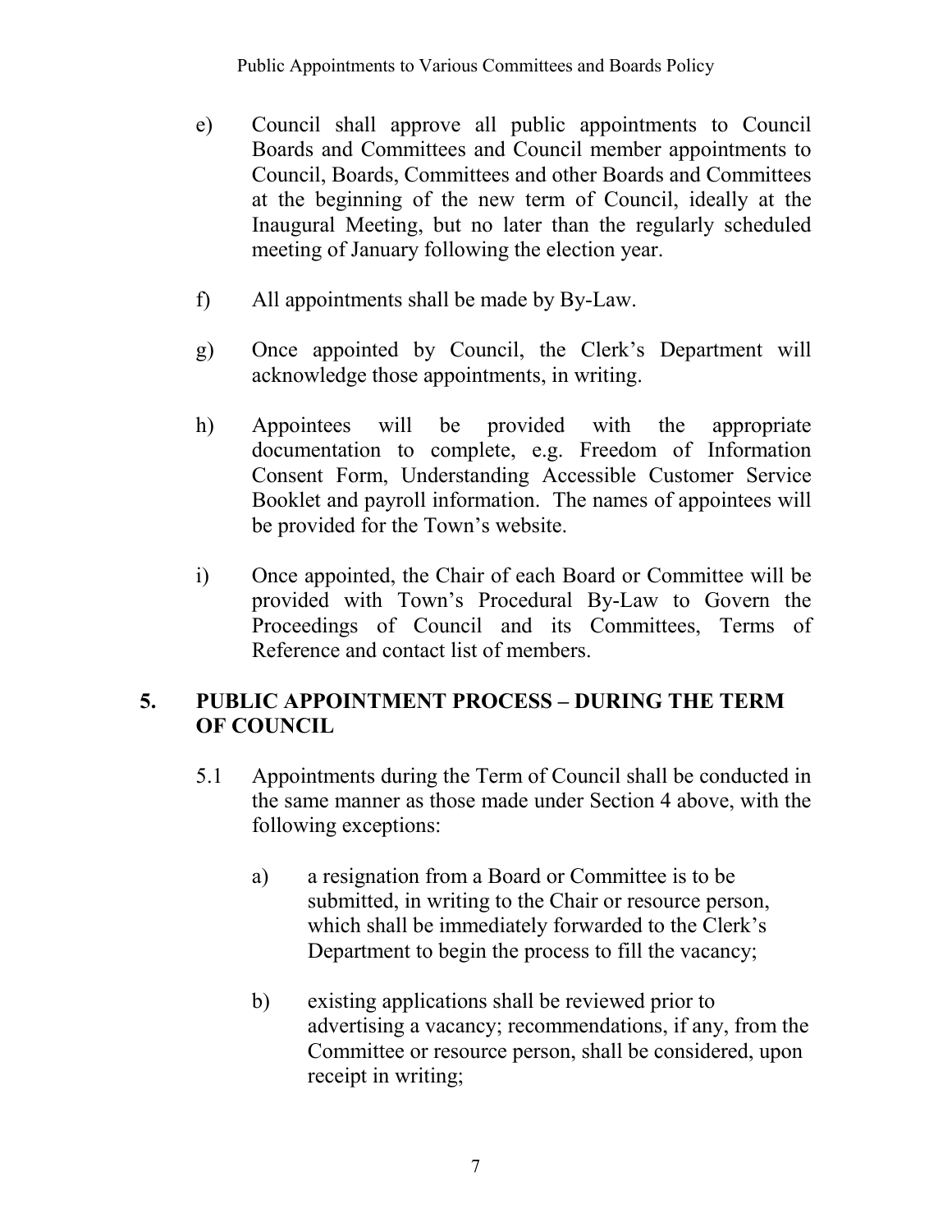e) Council shall approve all public appointments to Council Boards and Committees and Council member appointments to Council, Boards, Committees and other Boards and Committees at the beginning of the new term of Council, ideally at the Inaugural Meeting, but no later than the regularly scheduled meeting of January following the election year.

f) All appointments shall be made by By-Law.

g) Once appointed by Council, the Clerk's Department will acknowledge those appointments, in writing.

h) Appointees will be provided with the appropriate documentation to complete, e.g. Freedom of Information Consent Form, Understanding Accessible Customer Service Booklet and payroll information. The names of appointees will be provided for the Town's website.

i) Once appointed, the Chair of each Board or Committee will be provided with Town's Procedural By-Law to Govern the Proceedings of Council and its Committees, Terms of Reference and contact list of members.

## 5. PUBLIC APPOINTMENT PROCESS – DURING THE TERM OF COUNCIL

5.1 Appointments during the Term of Council shall be conducted in the same manner as those made under Section 4 above, with the following exceptions:

a) a resignation from a Board or Committee is to be submitted, in writing to the Chair or resource person, which shall be immediately forwarded to the Clerk's Department to begin the process to fill the vacancy;

b) existing applications shall be reviewed prior to advertising a vacancy; recommendations, if any, from the Committee or resource person, shall be considered, upon receipt in writing;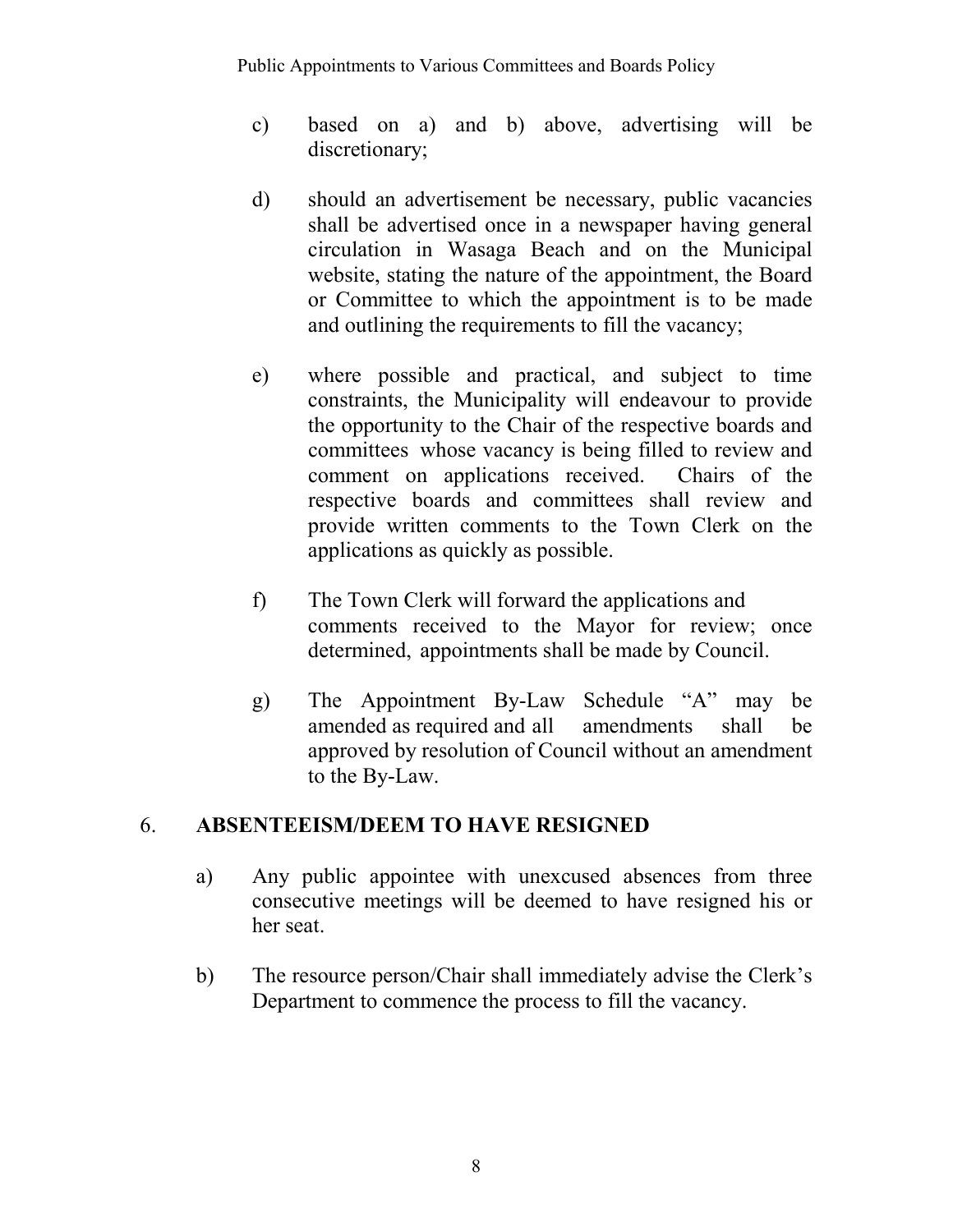c) based on a) and b) above, advertising will be discretionary;

d) should an advertisement be necessary, public vacancies shall be advertised once in a newspaper having general circulation in Wasaga Beach and on the Municipal website, stating the nature of the appointment, the Board or Committee to which the appointment is to be made and outlining the requirements to fill the vacancy;

e) where possible and practical, and subject to time constraints, the Municipality will endeavour to provide the opportunity to the Chair of the respective boards and committees whose vacancy is being filled to review and comment on applications received. Chairs of the respective boards and committees shall review and provide written comments to the Town Clerk on the applications as quickly as possible.

f) The Town Clerk will forward the applications and comments received to the Mayor for review; once determined, appointments shall be made by Council.

g) The Appointment By-Law Schedule "A" may be amended as required and all amendments shall be approved by resolution of Council without an amendment to the By-Law.

## 6. ABSENTEEISM/DEEM TO HAVE RESIGNED

a) Any public appointee with unexcused absences from three consecutive meetings will be deemed to have resigned his or her seat.

b) The resource person/Chair shall immediately advise the Clerk's Department to commence the process to fill the vacancy.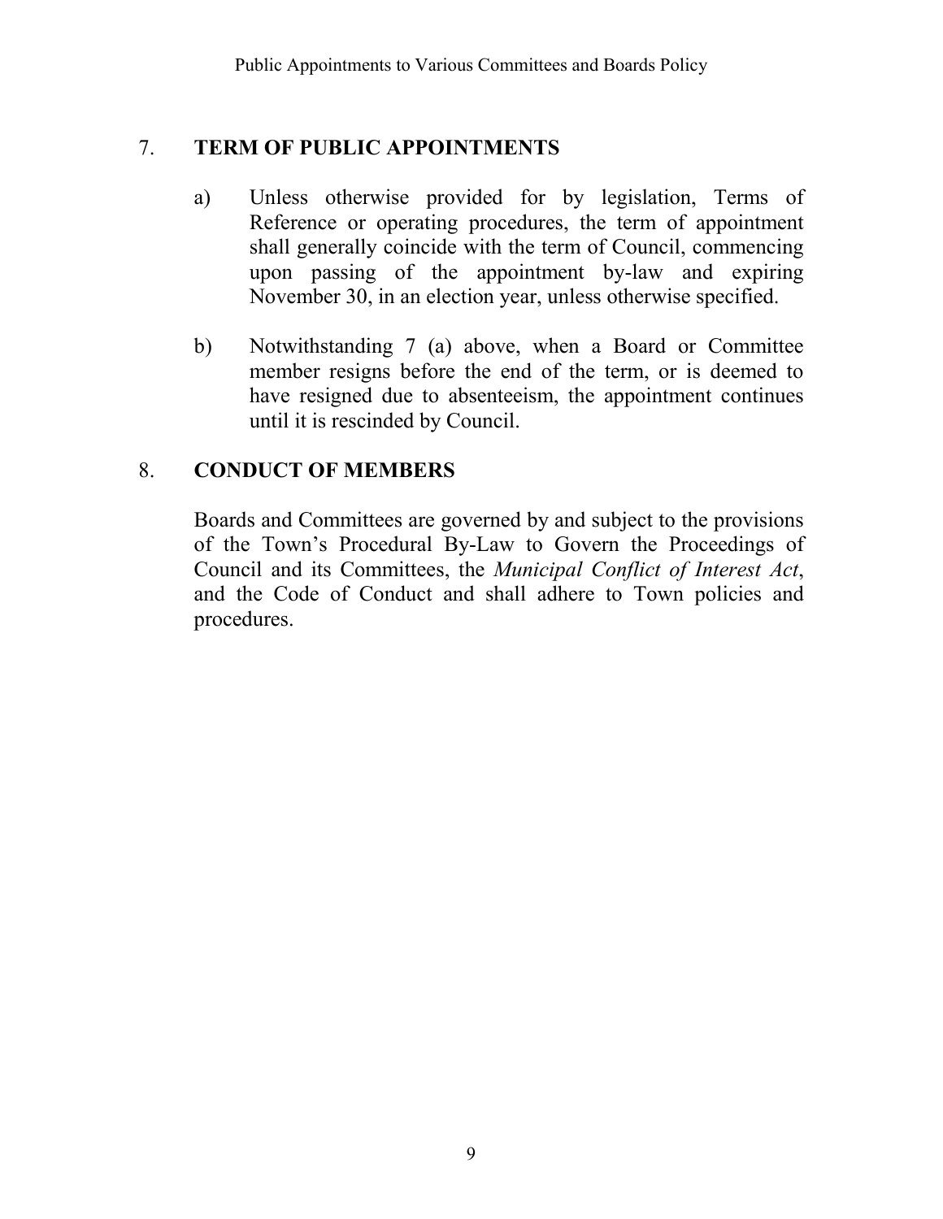## 7. TERM OF PUBLIC APPOINTMENTS

a) Unless otherwise provided for by legislation, Terms of Reference or operating procedures, the term of appointment shall generally coincide with the term of Council, commencing upon passing of the appointment by-law and expiring November 30, in an election year, unless otherwise specified.

b) Notwithstanding 7 (a) above, when a Board or Committee member resigns before the end of the term, or is deemed to have resigned due to absenteeism, the appointment continues until it is rescinded by Council.

## 8. CONDUCT OF MEMBERS

Boards and Committees are governed by and subject to the provisions of the Town's Procedural By-Law to Govern the Proceedings of Council and its Committees, the *Municipal Conflict of Interest Act*, and the Code of Conduct and shall adhere to Town policies and procedures.